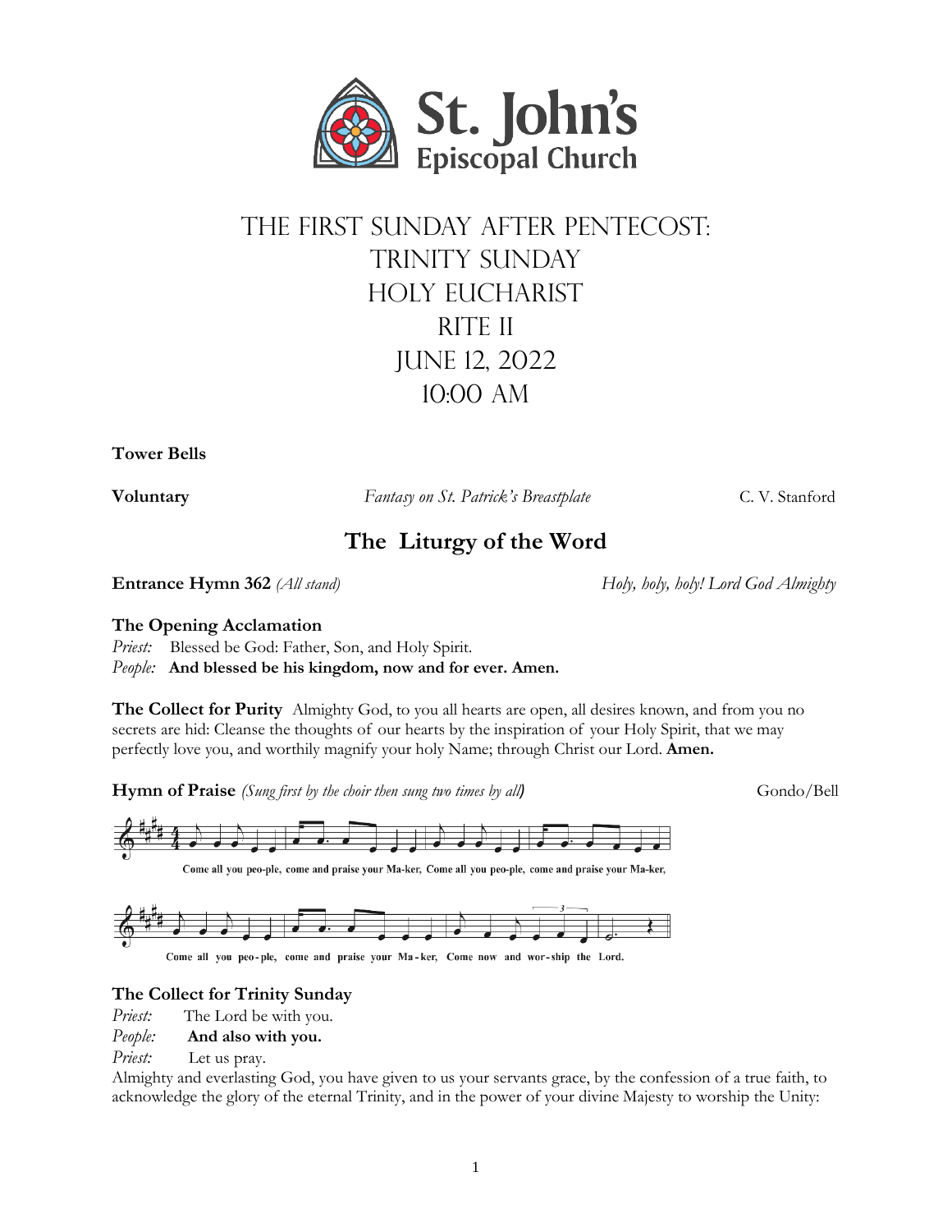St. John's Episcopal Church

# The First Sunday after Pentecost: Trinity Sunday Holy Eucharist Rite II June 12, 2022 10:00 AM

**Tower Bells**

**Voluntary** *Fantasy on St. Patrick's Breastplate* C. V. Stanford

## The Liturgy of the Word

**Entrance Hymn 362** *(All stand)* *Holy, holy, holy! Lord God Almighty*

**The Opening Acclamation**

*Priest:* Blessed be God: Father, Son, and Holy Spirit.
*People:* **And blessed be his kingdom, now and for ever. Amen.**

**The Collect for Purity** Almighty God, to you all hearts are open, all desires known, and from you no secrets are hid: Cleanse the thoughts of our hearts by the inspiration of your Holy Spirit, that we may perfectly love you, and worthily magnify your holy Name; through Christ our Lord. **Amen.**

**Hymn of Praise** *(Sung first by the choir then sung two times by all)* Gondo/Bell

Come all you peo-ple, come and praise your Ma-ker, Come all you peo-ple, come and praise your Ma-ker,

Come all you peo-ple, come and praise your Ma-ker, Come now and wor-ship the Lord.

**The Collect for Trinity Sunday**

*Priest:* The Lord be with you.
*People:* **And also with you.**
*Priest:* Let us pray.

Almighty and everlasting God, you have given to us your servants grace, by the confession of a true faith, to acknowledge the glory of the eternal Trinity, and in the power of your divine Majesty to worship the Unity: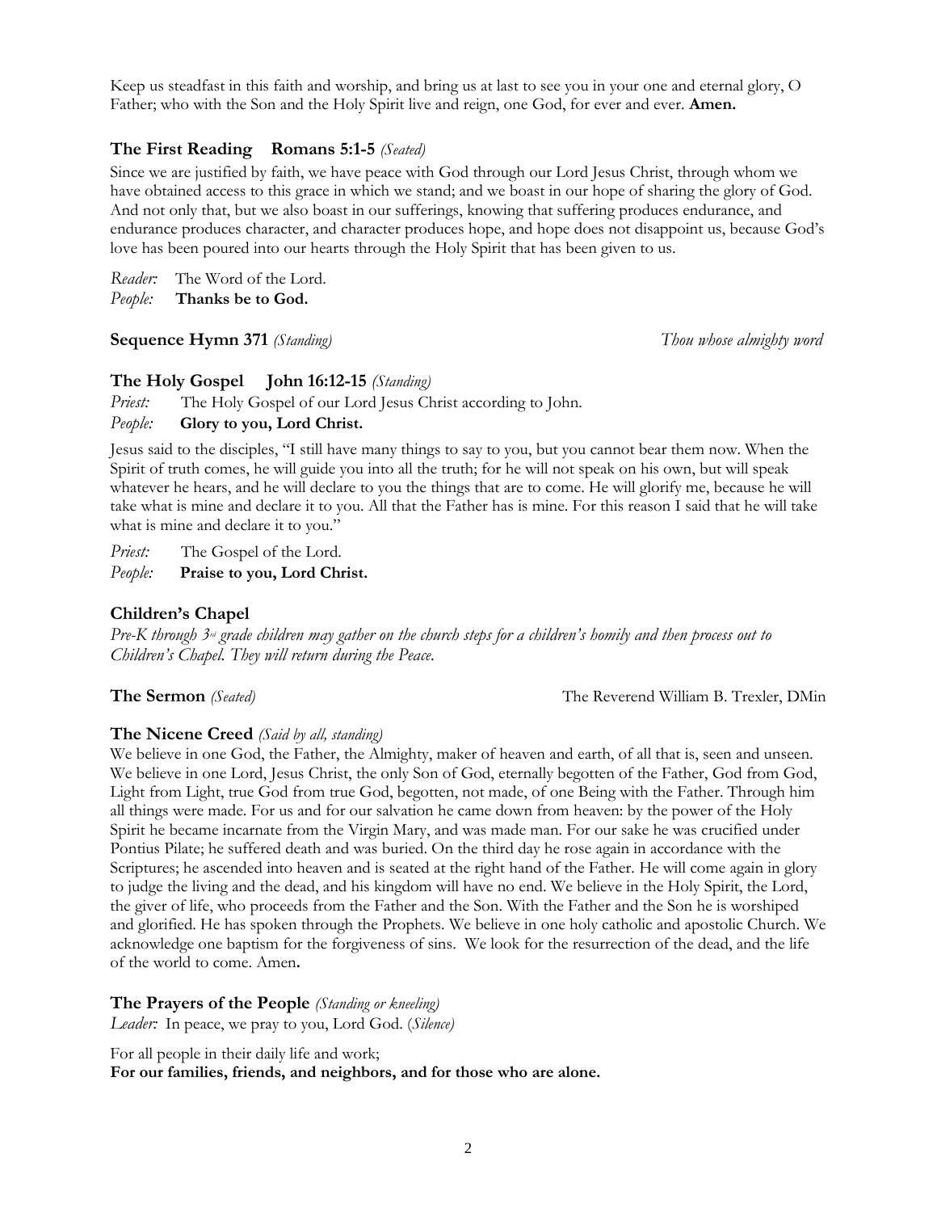Keep us steadfast in this faith and worship, and bring us at last to see you in your one and eternal glory, O Father; who with the Son and the Holy Spirit live and reign, one God, for ever and ever. **Amen.**

### The First Reading    Romans 5:1-5 *(Seated)*

Since we are justified by faith, we have peace with God through our Lord Jesus Christ, through whom we have obtained access to this grace in which we stand; and we boast in our hope of sharing the glory of God. And not only that, but we also boast in our sufferings, knowing that suffering produces endurance, and endurance produces character, and character produces hope, and hope does not disappoint us, because God's love has been poured into our hearts through the Holy Spirit that has been given to us.

*Reader:* The Word of the Lord.
*People:* **Thanks be to God.**

### Sequence Hymn 371 *(Standing)*    *Thou whose almighty word*

### The Holy Gospel    John 16:12-15 *(Standing)*

*Priest:* The Holy Gospel of our Lord Jesus Christ according to John.
*People:* **Glory to you, Lord Christ.**

Jesus said to the disciples, "I still have many things to say to you, but you cannot bear them now. When the Spirit of truth comes, he will guide you into all the truth; for he will not speak on his own, but will speak whatever he hears, and he will declare to you the things that are to come. He will glorify me, because he will take what is mine and declare it to you. All that the Father has is mine. For this reason I said that he will take what is mine and declare it to you."

*Priest:* The Gospel of the Lord.
*People:* **Praise to you, Lord Christ.**

### Children's Chapel

*Pre-K through 3rd grade children may gather on the church steps for a children's homily and then process out to Children's Chapel. They will return during the Peace.*

### The Sermon *(Seated)*    The Reverend William B. Trexler, DMin

### The Nicene Creed *(Said by all, standing)*

We believe in one God, the Father, the Almighty, maker of heaven and earth, of all that is, seen and unseen. We believe in one Lord, Jesus Christ, the only Son of God, eternally begotten of the Father, God from God, Light from Light, true God from true God, begotten, not made, of one Being with the Father. Through him all things were made. For us and for our salvation he came down from heaven: by the power of the Holy Spirit he became incarnate from the Virgin Mary, and was made man. For our sake he was crucified under Pontius Pilate; he suffered death and was buried. On the third day he rose again in accordance with the Scriptures; he ascended into heaven and is seated at the right hand of the Father. He will come again in glory to judge the living and the dead, and his kingdom will have no end. We believe in the Holy Spirit, the Lord, the giver of life, who proceeds from the Father and the Son. With the Father and the Son he is worshiped and glorified. He has spoken through the Prophets. We believe in one holy catholic and apostolic Church. We acknowledge one baptism for the forgiveness of sins. We look for the resurrection of the dead, and the life of the world to come. Amen**.**

### The Prayers of the People *(Standing or kneeling)*

*Leader:* In peace, we pray to you, Lord God. (*Silence)*

For all people in their daily life and work;
**For our families, friends, and neighbors, and for those who are alone.**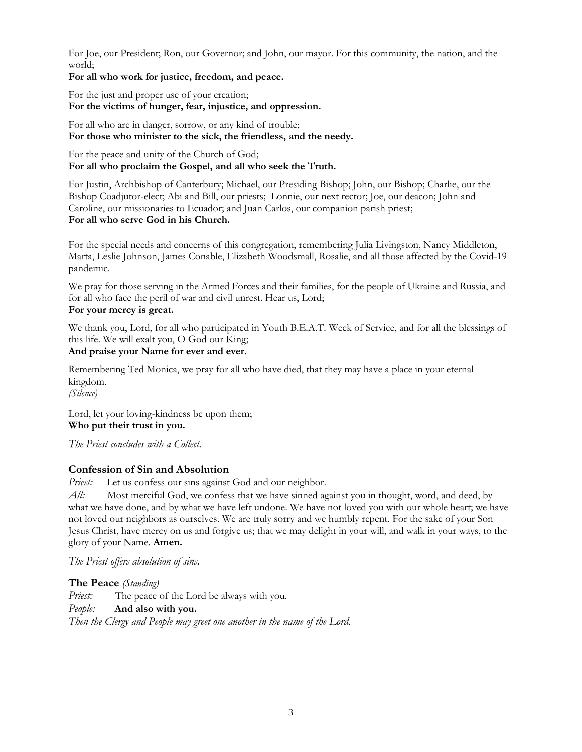For Joe, our President; Ron, our Governor; and John, our mayor. For this community, the nation, and the world;
**For all who work for justice, freedom, and peace.**

For the just and proper use of your creation;
**For the victims of hunger, fear, injustice, and oppression.**

For all who are in danger, sorrow, or any kind of trouble;
**For those who minister to the sick, the friendless, and the needy.**

For the peace and unity of the Church of God;
**For all who proclaim the Gospel, and all who seek the Truth.**

For Justin, Archbishop of Canterbury; Michael, our Presiding Bishop; John, our Bishop; Charlie, our the Bishop Coadjutor-elect; Abi and Bill, our priests; Lonnie, our next rector; Joe, our deacon; John and Caroline, our missionaries to Ecuador; and Juan Carlos, our companion parish priest;
**For all who serve God in his Church.**

For the special needs and concerns of this congregation, remembering Julia Livingston, Nancy Middleton, Marta, Leslie Johnson, James Conable, Elizabeth Woodsmall, Rosalie, and all those affected by the Covid-19 pandemic.

We pray for those serving in the Armed Forces and their families, for the people of Ukraine and Russia, and for all who face the peril of war and civil unrest. Hear us, Lord;
**For your mercy is great.**

We thank you, Lord, for all who participated in Youth B.E.A.T. Week of Service, and for all the blessings of this life. We will exalt you, O God our King;
**And praise your Name for ever and ever.**

Remembering Ted Monica, we pray for all who have died, that they may have a place in your eternal kingdom.
*(Silence)*

Lord, let your loving-kindness be upon them;
**Who put their trust in you.**

*The Priest concludes with a Collect.*

## Confession of Sin and Absolution

*Priest:* Let us confess our sins against God and our neighbor.

*All:* Most merciful God, we confess that we have sinned against you in thought, word, and deed, by what we have done, and by what we have left undone. We have not loved you with our whole heart; we have not loved our neighbors as ourselves. We are truly sorry and we humbly repent. For the sake of your Son Jesus Christ, have mercy on us and forgive us; that we may delight in your will, and walk in your ways, to the glory of your Name. **Amen.**

*The Priest offers absolution of sins.*

## The Peace *(Standing)*

*Priest:* The peace of the Lord be always with you.
*People:* **And also with you.**
*Then the Clergy and People may greet one another in the name of the Lord.*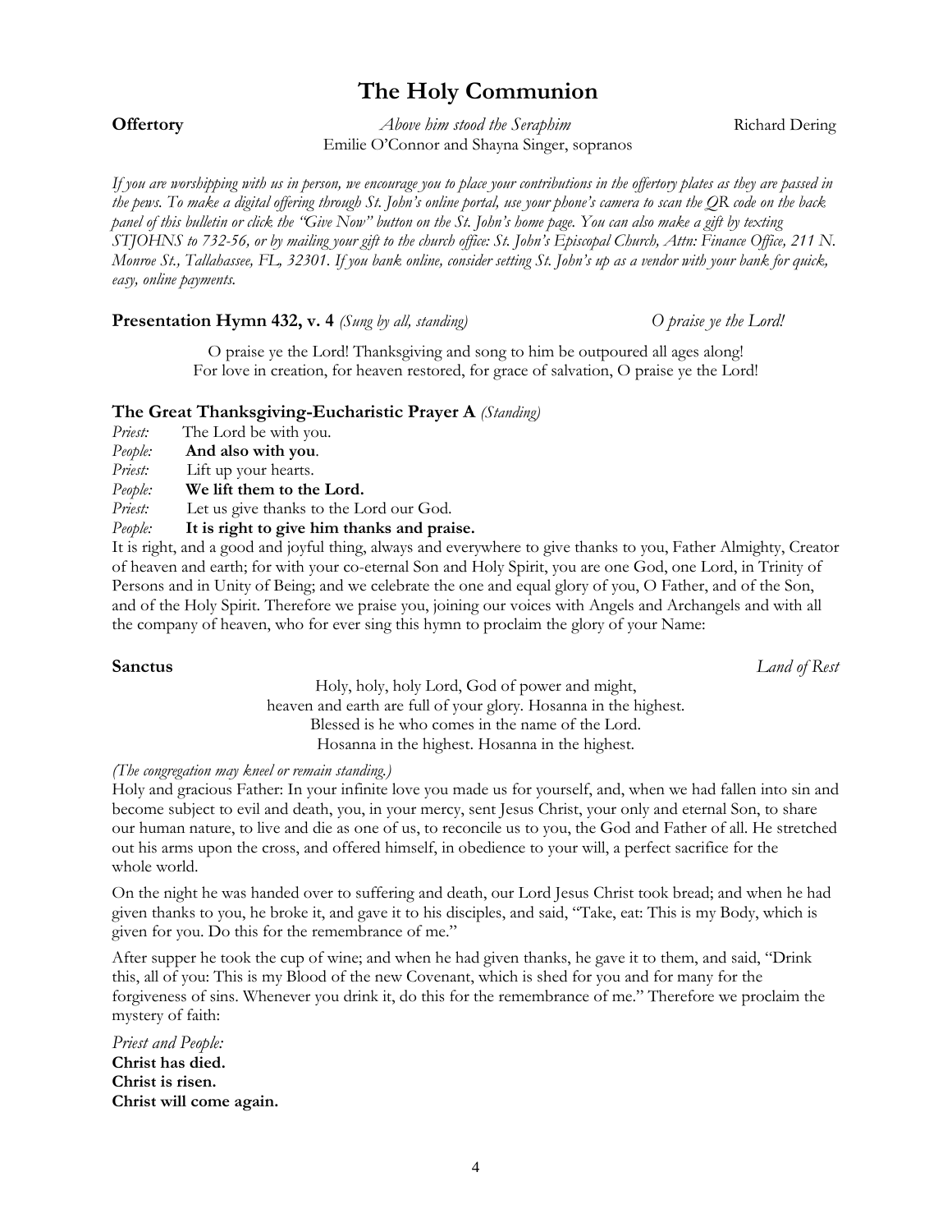# The Holy Communion

**Offertory** *Above him stood the Seraphim* Richard Dering

Emilie O'Connor and Shayna Singer, sopranos

*If you are worshipping with us in person, we encourage you to place your contributions in the offertory plates as they are passed in the pews. To make a digital offering through St. John's online portal, use your phone's camera to scan the QR code on the back panel of this bulletin or click the "Give Now" button on the St. John's home page. You can also make a gift by texting STJOHNS to 732-56, or by mailing your gift to the church office: St. John's Episcopal Church, Attn: Finance Office, 211 N. Monroe St., Tallahassee, FL, 32301. If you bank online, consider setting St. John's up as a vendor with your bank for quick, easy, online payments.*

**Presentation Hymn 432, v. 4** *(Sung by all, standing)* *O praise ye the Lord!*

O praise ye the Lord! Thanksgiving and song to him be outpoured all ages along!
For love in creation, for heaven restored, for grace of salvation, O praise ye the Lord!

**The Great Thanksgiving-Eucharistic Prayer A** *(Standing)*

*Priest:* The Lord be with you.
*People:* **And also with you**.
*Priest:* Lift up your hearts.
*People:* **We lift them to the Lord.**
*Priest:* Let us give thanks to the Lord our God.
*People:* **It is right to give him thanks and praise.**

It is right, and a good and joyful thing, always and everywhere to give thanks to you, Father Almighty, Creator of heaven and earth; for with your co-eternal Son and Holy Spirit, you are one God, one Lord, in Trinity of Persons and in Unity of Being; and we celebrate the one and equal glory of you, O Father, and of the Son, and of the Holy Spirit. Therefore we praise you, joining our voices with Angels and Archangels and with all the company of heaven, who for ever sing this hymn to proclaim the glory of your Name:

**Sanctus** *Land of Rest*

Holy, holy, holy Lord, God of power and might,
heaven and earth are full of your glory. Hosanna in the highest.
Blessed is he who comes in the name of the Lord.
Hosanna in the highest. Hosanna in the highest.

*(The congregation may kneel or remain standing.)*

Holy and gracious Father: In your infinite love you made us for yourself, and, when we had fallen into sin and become subject to evil and death, you, in your mercy, sent Jesus Christ, your only and eternal Son, to share our human nature, to live and die as one of us, to reconcile us to you, the God and Father of all. He stretched out his arms upon the cross, and offered himself, in obedience to your will, a perfect sacrifice for the whole world.

On the night he was handed over to suffering and death, our Lord Jesus Christ took bread; and when he had given thanks to you, he broke it, and gave it to his disciples, and said, "Take, eat: This is my Body, which is given for you. Do this for the remembrance of me."

After supper he took the cup of wine; and when he had given thanks, he gave it to them, and said, "Drink this, all of you: This is my Blood of the new Covenant, which is shed for you and for many for the forgiveness of sins. Whenever you drink it, do this for the remembrance of me." Therefore we proclaim the mystery of faith:

*Priest and People:*
**Christ has died.**
**Christ is risen.**
**Christ will come again.**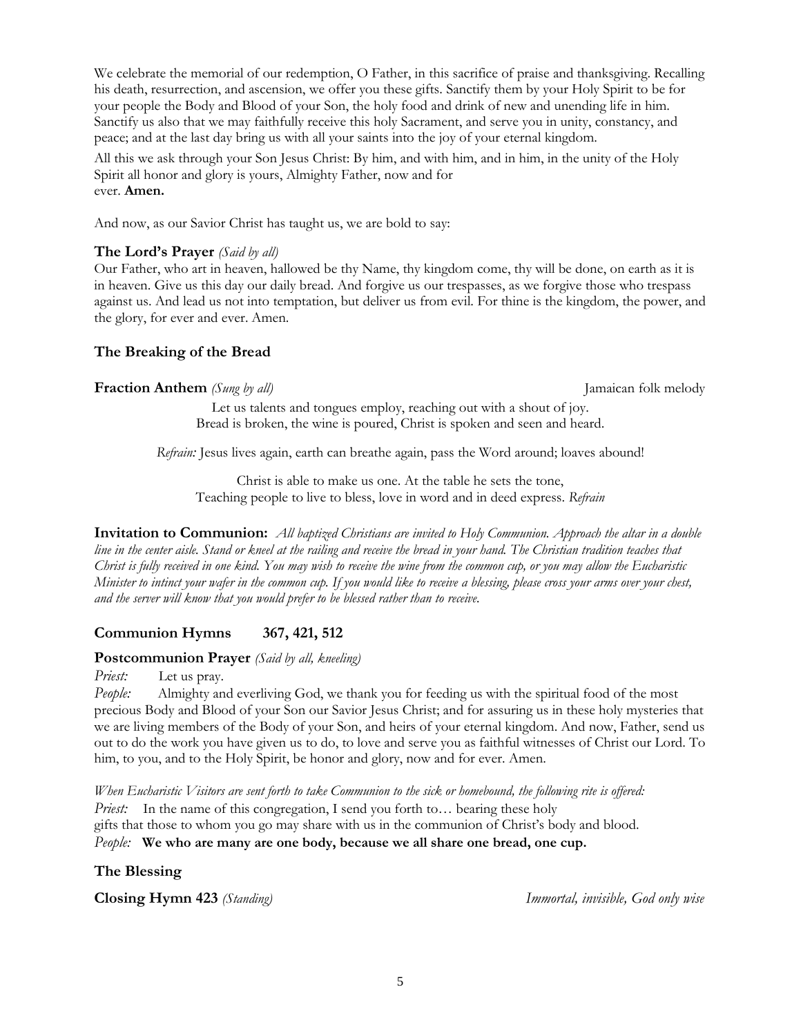We celebrate the memorial of our redemption, O Father, in this sacrifice of praise and thanksgiving. Recalling his death, resurrection, and ascension, we offer you these gifts. Sanctify them by your Holy Spirit to be for your people the Body and Blood of your Son, the holy food and drink of new and unending life in him. Sanctify us also that we may faithfully receive this holy Sacrament, and serve you in unity, constancy, and peace; and at the last day bring us with all your saints into the joy of your eternal kingdom.

All this we ask through your Son Jesus Christ: By him, and with him, and in him, in the unity of the Holy Spirit all honor and glory is yours, Almighty Father, now and for ever. **Amen.**

And now, as our Savior Christ has taught us, we are bold to say:

### The Lord's Prayer *(Said by all)*

Our Father, who art in heaven, hallowed be thy Name, thy kingdom come, thy will be done, on earth as it is in heaven. Give us this day our daily bread. And forgive us our trespasses, as we forgive those who trespass against us. And lead us not into temptation, but deliver us from evil. For thine is the kingdom, the power, and the glory, for ever and ever. Amen.

### The Breaking of the Bread

**Fraction Anthem** *(Sung by all)* Jamaican folk melody

Let us talents and tongues employ, reaching out with a shout of joy.
Bread is broken, the wine is poured, Christ is spoken and seen and heard.

*Refrain:* Jesus lives again, earth can breathe again, pass the Word around; loaves abound!

Christ is able to make us one. At the table he sets the tone,
Teaching people to live to bless, love in word and in deed express. *Refrain*

**Invitation to Communion:** *All baptized Christians are invited to Holy Communion. Approach the altar in a double line in the center aisle. Stand or kneel at the railing and receive the bread in your hand. The Christian tradition teaches that Christ is fully received in one kind. You may wish to receive the wine from the common cup, or you may allow the Eucharistic Minister to intinct your wafer in the common cup. If you would like to receive a blessing, please cross your arms over your chest, and the server will know that you would prefer to be blessed rather than to receive.*

### Communion Hymns 367, 421, 512

**Postcommunion Prayer** *(Said by all, kneeling)*

*Priest:* Let us pray.

*People:* Almighty and everliving God, we thank you for feeding us with the spiritual food of the most precious Body and Blood of your Son our Savior Jesus Christ; and for assuring us in these holy mysteries that we are living members of the Body of your Son, and heirs of your eternal kingdom. And now, Father, send us out to do the work you have given us to do, to love and serve you as faithful witnesses of Christ our Lord. To him, to you, and to the Holy Spirit, be honor and glory, now and for ever. Amen.

*When Eucharistic Visitors are sent forth to take Communion to the sick or homebound, the following rite is offered:*

*Priest:* In the name of this congregation, I send you forth to… bearing these holy gifts that those to whom you go may share with us in the communion of Christ's body and blood.

*People:* **We who are many are one body, because we all share one bread, one cup.**

### The Blessing

**Closing Hymn 423** *(Standing)* *Immortal, invisible, God only wise*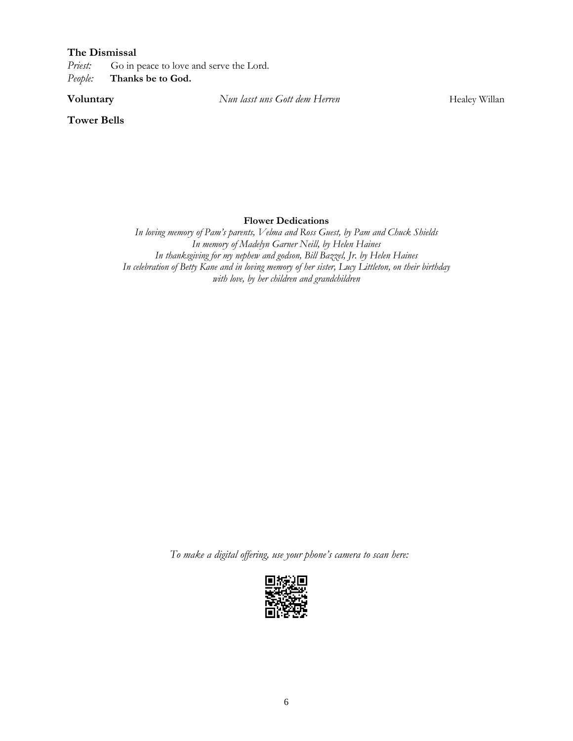**The Dismissal**

*Priest:* Go in peace to love and serve the Lord.
*People:* **Thanks be to God.**

**Voluntary** *Nun lasst uns Gott dem Herren* Healey Willan

**Tower Bells**

**Flower Dedications**

*In loving memory of Pam's parents, Velma and Ross Guest, by Pam and Chuck Shields*
*In memory of Madelyn Garner Neill, by Helen Haines*
*In thanksgiving for my nephew and godson, Bill Bazzel, Jr. by Helen Haines*
*In celebration of Betty Kane and in loving memory of her sister, Lucy Littleton, on their birthday with love, by her children and grandchildren*

*To make a digital offering, use your phone's camera to scan here:*